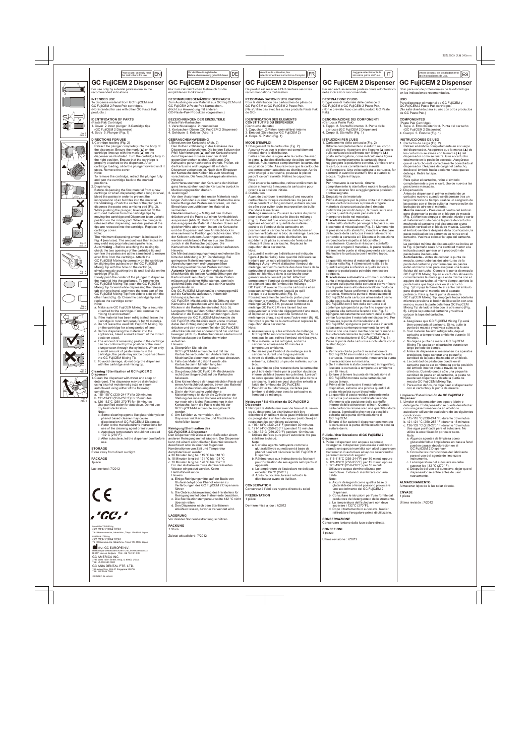# GC FujiCEM 2 Dispenser

Prior to use, carefully read the instructions for use. EN

For use only by a dental professional in the recommended indications.

## INTENDED USE

To dispense material from GC FujiCEM and GC FujiCEM 2 Paste Pak cartridges. (Not intended for use with other GC Paste Pak products.)

## IDENTIFICATION OF PARTS

(Paste Pak Cartridge)
1. Cover 2.Inner plunger 3.Cartridge tips
(GC FujiCEM 2 Dispenser)
4. Body 5. Plunger (Fig. 1)

## DIRECTIONS FOR USE

1. Cartridge loading (Fig. 2)
Retract the plunger completely into the body of the dispenser. Ensure the mark (▲) on the cartridge lines up with the mark (▲) on the dispenser as illustrated. Turn the cartridge fully to the right position. Ensure that the cartridge is properly attached to the dispenser. After cartridge loading, slide the plunger forward until it stops. Remove the cover.
Note:
To remove the cartridge, retract the plunger fully and turn the cartridge back to the marked positions.
2. Dispensing
Before dispensing the first material from a new cartridge or when dispensing after a long interval, bleed the pastes in order to prevent the incorporation of air bubbles into the material.
**Handmixing** - Push the center of the plunger to dispense the paste onto a mixing pad (Fig. 3). While pushing the plunger, level and cut off the extruded material from the cartridge tips by moving the cartridge and Dispenser to an upright position on the mixing pad. When the plunger is released after dispensing, residual pastes at the tips are retracted into the cartridge. Replace the cartridge cover.
Note:
The minimum dispensing amount is indicated in Fig. 4 (real size). The amount less than indicated may yield inappropriate paste/paste ratio.
**Automixing** – Before attaching the mixing tip, check the two openings of the cartridge tip and confirm the pastes are at the same level to ensure even flow from the cartridge. Attach the GC FujiCEM Mixing tip correctly on the cartridge by aligning the guide pin on the GC FujiCEM Mixing Tip with the hole on the cartridge, simultaneously pushing the tip until it clicks on the cartridge (Fig. 5).
Slowly push the center of the plunger to dispense the material into the appliance. To remove the GC FujiCEM Mixing Tip, push the GC FujiCEM Mixing Tip forward while depressing the release tab with one hand, and move the front part of the GC FujiCEM Mixing Tip from side to side with the other hand (Fig. 6). Clean the cartridge tip and replace the cartridge cover.
Note:
a. Make sure GC FujiCEM Mixing Tip is securely attached to the cartridge. If not, remove the mixing tip and reattach.
b. If the material has been refrigerated, leave the cartridge in room temperature for 10 minutes.
c. Do not leave the used GC FujiCEM Mixing Tip on the cartridge for a long period of time.
d. Before dispensing the material into the appliances, bleed a small amount of the mixed paste on a pad.
e. The amount of remaining paste in the cartridge can be confirmed by the position of the inner plunger seen through the cylinders. When only a small amount of paste remains in the cartridge, the paste may not be dispensed from the GC FujiCEM Mixing Tip.
f. To avoid damage, do not drop the dispenser with the cartridge and mixing tip.

### Cleaning / Sterilization of GC FujiCEM 2 Dispenser

1. Clean the dispenser with water and soap or detergent. The dispenser may be disinfected using alcohol moistened gauze or steam autoclaved using either of the following conditions.
a. 115-118°C (239-244°F) for 30 minutes
b. 121-124°C (250 -255°F) for 15 minutes
c. 126-132°C (259-270°F) for 10 minutes
Use purified water for autoclave. Do not use dry heat sterilization.
Note:
a. Some cleaning agents like glutaraldehyde or phenol based cleaner may cause discoloration of GC FujiCEM 2 Dispenser.
b. Refer to the manufacturer's instructions for use of the cleaning agent or instrument.
c. Autoclave temperature should not exceed 132°C (270°F).
d. After autoclave, let the dispenser cool before use.

## STORAGE

Store away from direct sunlight.

## PACKAGE

1piece

Last revised: 7/2012

MANUFACTURED by
GC CORPORATION
76-1 Hasunuma-cho, Itabashi-ku, Tokyo 174-8585, Japan

DISTRIBUTED by
GC CORPORATION
76-1 Hasunuma-cho, Itabashi-ku, Tokyo 174-8585, Japan

EU: GC EUROPE N.V.
Researchpark Haasrode-Leuven 1240, Interleuvenlaan 33, B-3001 Leuven, Belgium TEL: +32 16 74 10 00

GC AMERICA INC.
3737 West 127th Street, Alsip, IL 60803 U.S.A.
TEL: +1-708-597-0900

GC ASIA DENTAL PTE. LTD.
19 Loyang Way, #06-27 Singapore 508724
TEL: +65 6546 7588

PRINTED IN JAPAN

# GC FujiCEM 2 Dispenser

Vor der Benutzung bitte die Gebrauchsanweisung gründlich lesen. DE

Nur zum zahnärztlichen Gebrauch für die empfohlenen Indikationen.

## BESTIMMUNGSGEMÄSSER GEBRAUCH

Zum Ausbringen von Material aus GC FujiCEM und GC FujiCEM 2 Paste Pak-Kartuschen.
(Nicht zur Anwendung mit anderen GC-Paste-Pak-Produkten vorgesehen.)

## BEZEICHNUNGEN DER EINZELTEILE

(Paste Pak-Kartusche)
1. Verschlusskappe 2.Innenkolben
3. Kartuschen-Düsen (GC FujiCEM 2 Dispenser)
4. Gehäuse 5. Kolben (Abb. 1)

## GEBRAUCHSANWEISUNG

1. Einsetzen der Kartusche (Abb. 2)
Den Kolben vollständig in das Gehäuse des Dispenser zurückziehen. Die beiden Spitzen der Pfeil-Markierungen (▲) auf der Kartusche und dem Dispenser müssen einander direkt gegenüber stehen (siehe Abbildung). Die Kartusche ganz nach rechts drehen. Prüfen, ob die Kartusche ordnungsgemäß mit dem Dispenser verbunden ist. Nach dem Einsetzen der Kartusche den Kolben bis zum Anschlag vorschieben. Die Verschlusskappe abnehmen.
Hinweis:
Zum Herausnehmen der Kartusche den Kolben ganz herausziehen und die Kartusche zurück in Markierungsposition drehen.
2. Ausbringen
Vor dem Ausbringen des ersten Materials nach langer Zeit oder aus einer neuen Kartusche eine kleine Menge der Pasten ausbringen, um den Einschluss von Luftblasen im Material zu vermeiden.
**Handanmischung** – Mittig auf den Kolben drücken und die Paste auf einen Anmischblock auspressen (Abb. 3). Unter Druck auf den Kolben das ausgepresste Material in beiden Düsen auf gleicher Höhe abtrennen, indem die Kartusche und der Dispenser auf dem Anmischblock in eine senkrechte Position gebracht werden. Wird der Kolben nach dem Ausbringen entlastet, werden verbleibende Pasten aus den Düsen zurück in die Kartusche gezogen. Die Kartuschen-Verschlusskappe wieder aufsetzen.
Hinweis:
Die Mindestausbringungsmenge entnehmen Sie bitte der Abbildung 4 (1:1 Darstellung). Bei geringeren Materialmengen, kann es zu Abweichungen vom ordnungsgemäßen Mischungsverhältnis der Pasten kommen.
**Automix-Version** – Vor dem Aufsetzen der Mischkanüle die beiden Austrittsöffnungen der Kartuschendüsen überprüfen. Beide Pasten müssen auf gleicher Höhe stehen, damit ein gleichmäßiges Ausfließen aus der Kartusche gewährleistet ist.
Die GC FujiCEM-Mischkanüle ordnungsgemäß auf die Kartusche aufsetzen, indem der Führungszapfen an der GC FujiCEM-Mischkanüle in die Öffnung der Kartusche eingeschoben wird, bis sie mit einem Klicken in die Kartusche einrastet (Abb. 5).
Langsam mittig auf den Kolben drücken, um das Material in die Restauration einzubringen. Zum Abnehmen der GC FujiCEM-Mischkanüle die GC FujiCEM-Mischkanüle nach vorne drücken, dabei den Entriegelungshebel mit einer Hand drücken und den vorderen Teil der GC FujiCEM -Mischkanüle mit der anderen Hand hin und her bewegen (Abb. 6). Kartuschendüsen säubern und Verschlusskappe der Kartusche wieder aufsetzen.
Hinweis:
a. Überprüfen Sie, ob die GC FujiCEM-Mischkanüle fest mit der Kartusche verbunden ist. Anderenfalls die Mischkanüle abnehmen und erneut einsetzen.
b. Falls das Material gekühlt wurde, die Kartusche zehn Minuten lang bei Raumtemperatur liegen lassen.
c. Die gebrauchte GC FujiCEM-Mischkanüle nicht über längere Zeit auf der Kartusche belassen.
d. Eine kleine Menge der angemischten Paste auf einem Anmischblock geben, bevor das Material in die Restauration eingebracht wird.
e. Die in der Kartusche verbliebene Materialmenge ist durch die Zylinder an der Stellung des inneren Kolbens erkennbar. Ist nur noch eine kleine Pastenmenge in der Kartusche, kann die Paste nicht mit der GC FujiCEM-Mischkanüle ausgebracht werden.
f. Um Schäden zu vermeiden, den Dispenser mit Kartusche und Mischkanüle nicht fallen lassen.

### Reinigung/Sterilisation des GC-FujiCEM-2-Dispenser

Den Dispenser mit Wasser und Seife oder einem anderen Reinigungsmittel säubern. Der Dispenser kann mit einem alkoholischen Desinfektionstuch desinfiziert oder in einer der folgenden Kombinationen von Zeit und Temperatur dampfsterilisiert werden:
a. 30 Minuten lang bei 115 °C bis 118 °C
b. 15 Minuten lang bei 121 °C bis 124 °C
c. 10 Minuten lang bei 126 °C bis 132 °C
Für den Autoklaven muss demineralisiertes Wasser eingesetzt werden. Keine Heißluftsterilisation.
Hinweis:
a. Einige Reinigungsmittel auf der Basis von Glutaraldehyd oder Phenol können zu Verfärbungen des GC FujiCEM 2 Dispensers führen.
b. Die Gebrauchsanweisung des Herstellers für Reinigungsmittel oder Instrumente beachten.
c. Die Sterilisationstemperatur sollte 132 °C nicht überschreiten.
d. Den Dispenser nach dem Sterilisieren abkühlen lassen, bevor er verwendet wird.

## LAGERUNG

Vor direkter Sonnenbestrahlung schützen.

## PACKUNG

1 Stück

Zuletzt aktualisiert : 7/2012

# GC FujiCEM 2 Dispenser

Avant toute utilisation, lire attentivement les instructions d'emploi. FR

Ce produit est réservé à l'Art dentaire selon les recommandations d'utilisation.

## RECOMMANDATION D'UTILISATION

Pour la distribution des cartouches de pâtes de GC FujiCEM et GC FujiCEM 2 Paste Pak.
(Ne s'utilise pas avec les autres produits Paste Pak de GC)

## IDENTIFICATION DES ELEMENTS CONSTITUTIFS DU DISPENSER

(Cartouche de pâte)
1. Capuchon 2.Piston (crémaillère) interne
3. Embout (Distributeur GC FujiCEM 2)
4. Corps 5. Piston (Fig. 1)

## MODE D'EMPLOI

1. Chargement de la cartouche (Fig. 2)
Assurez-vous que le piston est complètement rétracté dans le distributeur.
Faites coïncider le signe ▲de la cartouche avec le signe ▲ du bloc distributeur de pâtes comme indiqué. Puis, tournez complètement la cartouche en position droite. Assurez-vous que la cartouche est correctement attachée au distributeur. Après avoir chargé la cartouche, poussez le piston jusqu'à ce qu'il s'arrête. Retirez le capuchon.
Note :
Pour enlever la cartouche, retirez entièrement le piston et tournez à nouveau la cartouche pour revenir à sa position initiale.
2. Distribution
Avant de distribuer le matériau d'une nouvelle cartouche ou lorsque ce matériau n'a pas été utilisé pendant un long moment, extrairez un peu de pâte pour éviter toute incorporation de bulle d'air dans le matériau.
**Mélange manuel** – Poussez le centre du piston pour distribuer la pâte sur le bloc de mélange (Fig. 3). Pendant que vous poussez le piston, égalisez et coupez la quantité de matériau extraite de l'embout de la cartouche en positionnant la cartouche et le distributeur en position verticale sur le bloc de mélange. Lorsque le levier est relâché après distribution, les excédents de pâtes au niveau de l'embout se rétractent dans la cartouche. Replacez le capuchon de la cartouche.
Note:
La quantité minimum à distribuer est indiquée figure 4 (taille réelle). Une quantité inférieure se traduira par un ratio pâte/pâte inapproprié.
**Mélange Auto** – Avant d'attacher l'embout de mélange, vérifiez l'ouverture des deux bouts de la cartouche et assurez-vous que le niveau des pâtes est identique dans la cartouche pour garantir un écoulement parfait. Attachez correctement l'embout de mélange GC FujiCEM en alignant l'axe de l'embout de mélange GC FujiCEM avec le trou sur la cartouche et en poussant simultanément jusqu'à ce qu'il « clique » sur la cartouche (Fig. 5).
Poussez lentement le centre du piston pour distribuer le matériau. Pour retirer l'embout de mélange GC FujiCEM, poussez l'embout de mélange GC FujiCEM vers l'avant tout en appuyant sur le levier de dégagement d'une main, et déplacez la partie avant de l'embout de mélange de chaque côté avec l'autre main (fig. 6). Nettoyez la pointe de la cartouche et replacez le capuchon de la cartouche.
Note:
a. Assurez-vous que les embouts de mélange GC FujiCEM sont correctement attachés. Si ce n'est pas le cas, retirez l'embout et réessayez.
b. Si le matériau a été réfrigéré, sortez la cartouche et laissez-la 10 minutes à température ambiante.
c. Ne laissez pas l'embout de mélange sur la cartouche durant une longue période.
d. Avant de distribuer le matériau dans les éléments, extrudez un peu de matériau sur un bloc.
e. La quantité de pâte restante dans la cartouche peut être déterminée par la position du piston interne visible à travers les cylindres. Lorsqu'il ne reste qu'une faible quantité de pâte dans la cartouche, la pâte ne peut plus être extraite à l'aide de l'embout du GC FujiCEM.
f. Pour éviter tout dommage, ne faites pas tomber le distributeur avec la cartouche et l'embout de mélange.

### Nettoyage / Stérilisation du GC FujiCEM 2 Dispenser

1. Nettoyez le distributeur avec de l'eau et du savon ou du détergent. Le distributeur doit être désinfecté en utilisant de la gaze imbibée d'alcool ou plongé dans un bain de vapeur (autoclave) en respectant les conditions suivantes :
a. 115-118°C (239-244°F) pendant 30 minutes
b. 121-124°C (250-255°F) pendant 15 minutes
c. 126-132°C (259-270°F) pendant 10 minutes
Utilisez de l'eau pure pour l'autoclave. Ne pas stériliser à chaud.
Note:
a. Certains agents nettoyants comme le glutaraldéhyde ou nettoyant à base de phénol peuvent décolorer le GC FujiCEM 2 Dispenser.
b. Référez-vous aux instructions du fabricant pour l'utilisation de ses agents nettoyants et appareils.
c. La température de l'autoclave ne doit pas excéder 132°C (270°F).
d. Après l'autoclave, laissez refroidir le distributeur avant de l'utiliser.

## CONSERVATION

Conservez à l'abri des rayons directs du soleil

## PRESENTATION

1 pièce

Dernière mise à jour : 7/2012

# GC FujiCEM 2 Dispenser

Leggere attentamente le istruzioni prima dell'uso. IT

Per uso esclusivamente professionale odontoiatrico nelle indicazioni raccomandate.

## DESTINAZIONE D'USO

Erogazione di materiale dalle cartucce di GC FujiCEM e GC FujiCEM 2 Paste Pak.
(Non è previsto l'uso con altri prodotti GC Paste Pak).

## DENOMINAZIONE DEI COMPONENTI

(Cartuccia Paste Pak)
1. Tappo 2. Stantuffo interno 3. Punte delle cartucce (GC FujiCEM 2 Dispenser)
4. Corpo 5. Stantuffo (Fig. 1)

## ISTRUZIONI PER L'USO

1. Caricamento della cartuccia (Fig. 2)
Ritirare completamente lo stantuffo nel corpo dell'erogatore. Accertarsi che il segno (▲) posto sulla cartuccia sia allineato con il segno (▲) posto sull'erogatore, come indicato nella figura. Ruotare completamente la cartuccia fino a raggiungere la posizione corretta. Verificare che la cartuccia sia correttamente inserita nell'erogatore. Una volta caricata la cartuccia, far scorrere in avanti lo stantuffo fino a quando si blocca. Togliere il tappo.
Nota:
Per rimuovere la cartuccia, ritirare completamente lo stantuffo e ruotare la cartuccia in senso inverso fino a raggiungere le posizioni contrassegnate.
2. Erogazione del materiale
Prima di erogare per la prima volta del materiale da una cartuccia nuova o prima di erogare materiale da una cartuccia che è rimasta inutilizzata per molto tempo, far fuoriuscire una piccola quantità di paste per evitare di incorporare bolle nel materiale.
**Miscelazione manuale** – Fare pressione al centro dello stantuffo per erogare la pasta su un blocchetto di miscelazione (Fig. 3). Mantenendo la pressione sullo stantuffo, stendere e staccare dalle punte della cartuccia il materiale estruso portando la cartuccia e il Dispenser in posizione perpendicolare rispetto al blocchetto di miscelazione. Quando si rilascia lo stantuffo dopo aver erogato il materiale, le paste residue presenti nelle punte si ritraggono nella cartuccia. Richiudere la cartuccia con il relativo tappo.
Nota:
La quantità minima di materiale da erogare è indicata nella Fig. 4 (dimensioni reali). Se la quantità erogata è inferiore a quella indicata, il rapporto pasta/pasta potrebbe non essere adeguato.
**Miscelazione automatica** – Prima di montare la punta di miscelazione, controllare le due aperture sulla punta della cartuccia per verificare che le paste siano allo stesso livello in modo da garantire un flusso uniforme di materiale dalla cartuccia. Montare la punta di miscelazione di GC FujiCEM sulla cartuccia allineando il perno guida posto sulla punta di miscelazione di GC FujiCEM con il foro della cartuccia e al contempo spingendo la punta fino a quando si aggancia alla cartuccia facendo clic (Fig. 5).
Spingere delicatamente sul centro dello stantuffo per far fuoriuscire il materiale nel dispositivo. Per rimuovere la punta di miscelazione di GC FujiCEM, spingere la punta stessa in avanti abbassando contemporaneamente la leva di rilascio con una mano mentre con l'altra mano si fa ruotare lateralmente la parte frontale della punta di miscelazione di GC FujiCEM (Fig. 6). Pulire la punta della cartuccia e richiuderla con il relativo tappo.
Note:
a. Verificare che la punta di miscelazione di GC FujiCEM sia montata correttamente sulla cartuccia. In caso contrario, rimuovere la punta di miscelazione e rimontarla.
b. Se il materiale è stato conservato in frigorifero, lasciare la cartuccia a temperatura ambiente per 10 minuti.
c. Evitare di tenere la punta di miscelazione di GC FujiCEM montata sulla cartuccia per troppo tempo.
d. Prima di far fuoriuscire il materiale nel dispositivo, estrarre una piccola quantità di pasta miscelata su un blocchetto.
e. La quantità di pasta residua presente nella cartuccia può essere controllata facendo riferimento alla posizione dello stantuffo interno visibile attraverso i cilindri. Quando nella cartuccia rimane solo una quantità ridotta di pasta, è probabile che non sia possibile estrarla dalla punta di miscelazione di GC FujiCEM.
f. Evitare di far cadere il dispenser con montate la cartuccia e la punta di miscelazione così da evitare danni.

### Pulizia / Sterilizzazione di GC FujiCEM 2 Dispenser

1. Pulire il dispenser con acqua e sapone o detergente. Il dispenser può essere sterilizzato usando una garza inumidita con alcol oppure con trattamento in autoclave al vapore osservando i parametri indicati di seguito:
a. 115-118°C (239-244°F) per 30 minuti oppure
b. 121-124°C (250-255°F) per 15 minuti oppure
c. 126-132°C (259-270°F) per 10 minuti
Utilizzare acqua demineralizzata per l'autoclave. Evitare di sterilizzare con aria calda.
Note:
a. Alcuni detergenti come quelli a base di glutaraldeide o fenoli possono provocare uno scolorimento del GC FujiCEM 2 Dispenser.
b. Consultare le istruzioni per l'uso fornite dal produttore del detergente o dello strumento.
c. La temperatura dell'autoclave non deve superare i 132°C (270°F).
d. Dopo il trattamento in autoclave, lasciar raffreddare l'erogatore prima di utilizzarlo.

## CONSERVAZIONE

Conservare lontano dalla luce solare diretta.

## CONFEZIONI

1 pezzo

Ultima revisione : 7/2012

# GC FujiCEM 2 Dispenser

Antes de usar, lea detalladamente las instrucciones de uso. ES

Sólo para uso profesionales de la odontología en las indicaciones recomendadas.

## USO

Para dispensar el material de GC FujiCEM y GC FujiCEM 2 Paste Pak cartridges.
(No está diseñado para su uso con otros productos de GC Paste Pak.)

## COMPONENTES

(Paste Pak Cartridge)
1. Tapa 2. Émbolo interior 3. Punta del cartucho (GC FujiCEM 2 Dispenser)
4. Cuerpo 5. Émbolo (Fig. 1)

## INSTRUCCIONES DE USO

1. Cartucho de carga (Fig. 2)
Retraer el émbolo completamente en el cuerpo del dispensador. Asegúrese que la marca (▲) de los cartuchos se alinea con la marca (▲) del dispensador como se ilustra. Gire el cartucho totalmente en la posición correcta. Asegúrese que el cartucho está correctamente conectado al dispensador. Después de cargar el cartucho, deslice el émbolo hacia adelante hasta que se detenga. Retire la tapa.
Nota:
Para quitar el cartucho, retire el émbolo completamente y gire el cartucho de nuevo a las posiciones marcadas.
2. Dispensación
Antes de dispensar el primer material de un cartucho nuevo o cuando se dispensen tras un largo intervalo de tiempo, realice un sangrado de las pastas con el fin de evitar la incorporación de burbujas de aire en el material.
**Mezcla manual** - Presione el centro del émbolo para dispensar la pasta en el bloque de mezcla (Fig. 3) Mientras empuja el émbolo, nivele y corte el material extruido desde la punta del cartucho moviendo el cartucho y el dispensador a una posición vertical en el block de mezcla. Cuando el émbolo es liberado después de la dosificación, la pasta residual en los extremos se retrae en el cartucho. Vuelva a colocar la tapa del cartucho.
Nota:
La cantidad mínima de dispensación se indica en la Fig. 4 (tamaño real). Una cantidad menor a la indicada puede generar una proporción de pasta/pasta inadecuada.
**Automezcla** – Antes de colocar la punta de mezcla, compruebe las dos aperturas de la punta del cartucho y confirme que las pastas están al mismo nivel para asegurar una buena fluidez del cartucho. Conecte la punta de mezcla GC FujiCEM Mixing Tip en el cartucho alineando correctamente la marca guía en la misma con el agujero del cartucho, al mismo tiempo, apriete la punta hasta que haga click en el cartucho. (Fig. 5) Empuje lentamente el centro del émbolo para dispensar el material en el aparato protésico. Para quitar la punta de mezcla GC FujiCEM Mixing Tip, empújela hacia adelante mientras presiona el botón de liberación con una mano y mueva la parte delantera GC FujiCEM Mixing Tip de lado a lado con la otra mano (Fig. 6). Limpie la punta del cartucho y vuelva a colocar la tapa del cartucho.
Nota:
a. Asegúrese que GC FujiCEM Mixing Tip está bien conectada al cartucho. Si no, quite la punta de mezcla y vuelva a colocarla.
b. Si el material ha sido refrigerado, deje el cartucho a temperatura ambiente durante 10 minutos.
c. No deje la punta de mezcla GC FujiCEM Mixing Tip usada en el cartucho durante un largo periodo de tiempo.
d. Antes de dispensar el material en los aparatos protésicos, haga sangrar una pequeña cantidad de la pasta mezclada en un block.
e. La cantidad de pasta que queda en el cartucho puede ser confirmada por la posición del émbolo interior vista a través de los cilindros. Cuando queda sólo una pequeña cantidad de pasta en el cartucho, la pasta no puede ser dispensada desde la punta de mezcla GC FujiCEM Mixing Tip.
f. Para evitar daños, no deje caer el dispensador con el cartucho y la punta de mezcla.

### Limpieza / Esterilización de GC FujiCEM 2 Dispenser

1. Limpiar el dispensador con agua y jabón o detergente. El dispensador se puede desinfectar con una gasa humedecida en alcohol o autoclavar utilizando cualquiera de las siguientes condiciones.
a. 115-118 °C (239-244 °F) durante 30 minutos
b. 121-124 °C (250-255 °F) durante 15 minutos
c. 126-132 °C (259-270 °F) durante 10 minutos
Use agua purificada para el autoclave. No utilice la esterilización por calor seco.
Nota:
a. Algunos agentes de limpieza como glutaraldehído o limpiadores en base a fenol pueden causar decoloración en el GC FujiCEM 2 Dispenser.
b. Consulte las instrucciones del fabricante para el uso del agente de limpieza o instrumento.
c. La temperatura del autoclave no debe superar los 132 °C (270 °F).
d. Después del uso del autoclave, dejar que el dispensador se enfríe antes de usar nuevamente.

## ALMACENAMIENTO

Almacenar lejos de la luz solar directa.

## ENVASE

1 pieza

Última revisión : 7/2012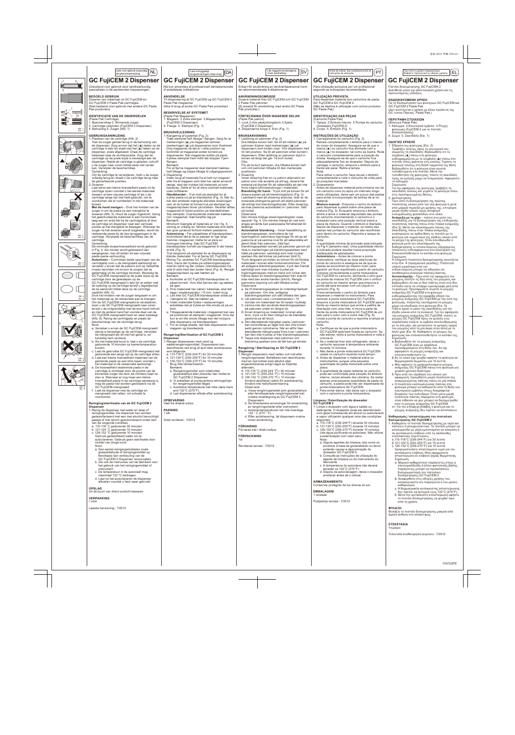Lees voor gebruik zorgvuldig de gebruiksaanwijzing. NL

# GC FujiCEM 2 Dispenser

Uitsluitend voor gebruik door tandheelkundig specialisten in de aanbevolen toepassingen.

**BEDOELD GEBRUIK**
Doseren van materiaal uit GC FujiCEM en GC FujiCEM 2 Paste Pak-cartridges.
(Niet bestemd voor gebruik met andere GC Paste Pak-producten)

**IDENTIFICATIE VAN DE ONDERDELEN**
(Paste Pak Cartridge)
1. Beschermkap 2. Binnenste zuiger
3. Cartridge-uiteinden (FujiCEM 2 Dispenser)
4. Behuizing 5. Zuiger (Afb. 1)

**GEBRUIKSAANWIJZING**
1. Plaatsen van de cartridge (Afb. 2)
Trek de zuiger geheel terug in de behuizing van de dispenser. Zorg ervoor dat het (▲)-teken op de cartridge in één lijn staat met het (▲)-teken op de dispenser, zoals afgebeeld. Draai de cartridge helemaal naar de rechterpositie. Zorg dat de cartridge op de juiste wijze is bevestigd aan de dispenser. Nadat de cartridge is geladen, schuift u de zuiger naar voren totdat deze niet verder kan. Verwijder de beschermkap.
Opmerking:
Om de cartridge te verwijderen, trekt u de zuiger volledig terug en draait u de cartridge terug naar de gemarkeerde posities.
2. Doseren
Laat eerst een kleine hoeveelheid pasta uit de cartridge lopen voordat u het eerste materiaal doseert uit een nieuwe cartridge of als u de cartridge lange tijd niet hebt gebruikt, om te voorkomen dat er luchtbellen in het materiaal komen.
**Met de hand mengen** – Druk het midden van de zuiger in om de pasta op een mengblok te doseren (Afb. 3). Houd de zuiger ingedrukt, breng het gedoseerde materiaal in een horizontale laag aan en snijd het bij de cartridgetips af door de cartridge en dispenser naar een verticale positie op het mengblok te bewegen. Wanneer de zuiger na het doseren wordt losgelaten, wordt de resterende pasta bij de tips teruggezogen in de cartridge. Herplaats de beschermkap van de cartridge.
Opmerking:
De minimale doseerhoeveelheid wordt getoond in Fig. 4. Als minder wordt gedoseerd dan aangegeven, kan dit leiden tot een onjuiste pasta-pasta-verhouding.
**Automixen** – Controleer beide openingen van de cartridgetip voor u de mengnaald aanbrengt en verzeker u ervan dat de pasta's zich op hetzelfde niveau bevinden om ervoor te zorgen dat ze gelijkmatig uit de cartridge stromen. Bevestig de GC FujiCEM-mengnaald op de juiste wijze op de cartridge door de geleidepen op de GC FujiCEM-mengnaald in één lijn te zetten met de opening op de cartridge terwijl u tegelijkertijd de tip aandrukt totdat deze op de cartridge vastklikt (Afb. 5).
Druk het midden van de zuiger langzaam in om het materiaal op de restauratie aan te brengen. Om de GC FujiCEM-mengnaald te verwijderen, duwt u de GC FujiCEM-mengnaald naar voren terwijl u de ontgrendelclip met de ene hand indrukt en met de andere hand het voorste deel van de GC FujiCEM-mengnaald voorzichtig naar voren beweegt (Afb. 6). Reinig de cartridgetip en plaats de beschermkap van de cartridge terug.
Noot:
a. Verzeker u ervan de GC FujiCEM-mengnaald stevig is bevestigd op de cartridge. Verwijder de mengnaald als dit niet het geval is, en bevestig hem opnieuw.
b. Als het materiaal koud is, laat u de cartridge gedurende 10 minuten op kamertemperatuur komen.
c. Laat de gebruikte GC FujiCEM-mengnaald niet gedurende een lange tijd op de cartridge zitten.
d. Laat een kleine hoeveelheid materiaal van de gemengde pasta op een blok lopen voordat u het materiaal in de restauratie aanbrengt.
e. De hoeveelheid resterende pasta in de cartridge is zichtbaar door de positie van de binnenste zuiger die door de cilinders heen te zien is. Wanneer er nog maar een kleine hoeveelheid pasta in de cartridge aanwezig is, mag de pasta niet worden gedoseerd via de GC FujiCEM-mengnaald.
f. Laat de dispenser met de cartridge en mengnaald niet vallen, om schade te voorkomen.

**Reiniging/sterilisatie van de GC FujiCEM 2 Dispenser**
1. Reinig de dispenser met water en zeep of reinigingsmiddel. De dispenser kan worden gedesinfecteerd met een met alcohol bevochtigd gaasje of met stoom geautoclaveerd onder een van de volgende condities.
a. 115-118 °C gedurende 30 minuten
b. 121-124 °C gedurende 15 minuten
c. 126-132 °C gedurende 10 minuten
Gebruik gedestilleerd water om te autoclaveren. Gebruik geen sterilisatie door middel van droge lucht.
Noot:
a. Een aantal reinigingsmiddelen zoals glutaraldehyde of reinigingsmiddel op fenolbasis kan verkleuring van de GC FujiCEM 2 Dispenser veroorzaken.
b. Zie ook de instructies van de fabrikant voor het gebruik van het reinigingsmiddel of instrument.
c. De temperatuur in de autoclaaf mag maximaal 132 °C bedragen.
d. Laat na het autoclaveren de dispenser afkoelen voordat u hem weer gebruikt.

**OPSLAG**
Uit de buurt van direct zonlicht bewaren.

**VERPAKKING**
1 stuk

Laatste herziening : 7/2012

Læs omhyggeligt brugsanvisningen inden brug. DA

# GC FujiCEM 2 Dispenser

Må kun anvendes af professionelt dentalpersonale til anbefalede indikationer

**ANVENDELSE**
Til dispensering af GC FujiCEM og GC FujiCEM 2 Paste Pak patroner.
(Ikke til brug af andre GC Paste Pak produkter)

**BESKRIVELSE AF SYSTEMET**
(Paste Pak Magasiner)
1. Magasin 2. Indre stempel 3. Magasinspids (FujiCEM 2 Dispenser)
4. Flange 5. Stempel (Fig. 1)

**BRUGSVEJLEDNING**
1. Klargøring af systemet (Fig. 2)
Træk stemplet helt tilbage i flangen. Sørg for at markeringen (▲) på magasinet rammer markeringen (▲) på dispenseren som illustreret. Drej magasinet så det er i rette position og kontroller at magasinet sidder korrekt på dispenseren. Når magasinet sidder på plads trykkes stemplet frem indtil det stopper. Fjern flangen.
Bemærk:
For at fjerne magasinet skal stemplet trækkes helt tilbage og drejes tilbage til udgangsposition.
2. Dispensing
Inden brug af materiale fra et helt nyt magasin eller fra et magasin som ikke har været anvendt længe, skal der trykkes lidt materiale ud som kasseres. Dette er for at sikre optimalt materiale uden luftbobler.
**Håndblandet** – Tryk midt på stemplet for at trykke pasta ud på en blandeblok (Fig. 3). Når du har den ønskede mængde afsluttes doseringen ved, at du holder et fortsat tryk på stemplet og magasinspidsen bliver på blokken. Herefter løftes magasinet til lodret position på blandeblokken. Slip stemplet. Overskydende materiale trækkes ind i magasinet. Sæt hætten på.
Bemærk:
Minimum mængde af materiale er vist i fig. 4. Mindre materiale end dette kan give upræcist forhold mellem pastaerne.
**Automixing** – Før påsættelse af blandespidsen, kontrolleres det at de to pastaer er lige langt fremme i magasinet. Dette for at sikre en homogen blanding. Sæt GC FujiCEM blandespidsen korrekt på magasinet til der høres et klik (Fig. 5).
Tryk langsomt på stemplet for at dispensere og blande materialet. For at fjerne GC FujiCEM Mixing Tip, skubbes GC FujiCEM blandespidsen frem, mens der trykkes på udløsningsknappen med én hånd og der rykkes i blandespidsen fra side til side med den anden hånd (Fig. 6). Rengør magasinspidsen og sæt hætten på.
Bemærk:
a. Kontroller at GC FujiCEM blandespidsen er påsat korrekt. Hvis ikke fjernes den og sættes på igen.
b. Hvis materialet har været i køleskab, skal det ligge i stuetemperatur i 10 min. inden brug
c. Lad ikke GC FujiCEM blandespidsen sidde på i længere tid. Sæt da hætten på.
d. Inden materialet fyldes i restaureringen anbefales det at trykke en lille smule ud på en blok.
e. Tilbageværende materiale i magasinet kan ses på positionen af stemplet i magasinet. Hvis der kun er en lille smule tilbage kan det muligvis ikke dispenseres via blandespidsen.
f. For at undgå skader, tab ikke dispenseren med magasin og blandespids.

**Rengøring/Sterilisation af GC FujiCEM 2 Dispenser**
1. Rengør dispenseren med vand og sæbe/rengøringsmiddel. Dispenseren kan desinficeres ved brug af sprit eller autoklaveres som følgende:
a. 115-118°C (239-244°F) for 30 minutter
b. 121-124°C (250-255°F) for 15 minutter
c. 126-132°C (259-270°F) for 10 minutter
Brug ikke tørsterilisation
Bemærk:
a. Rengøringsmidler som indeholder glutaraldehyd eller phenoler kan misfarve GC FujiCEM 2 Dispenser
b. Vi anbefaler at producentens retningslinjer for rengøringsmidlet følges
c. Autoklave temperaturer bør ikke være mere end 132°C (270°F).
d. Lad dispenseren afkøle efter autoklavering

**OPBEVARING**
Væk fra direkte sollys.

**PAKNING**
1 stk

Sidst revideret : 7/2012

Läs noggrant anvisningarna innan användning. SV

# GC FujiCEM 2 Dispenser

Enbart för användning av tandvårdspersonal inom de rekommenderade indikationerna.

**ANVÄNDNINGSOMRÅDE**
Dosera material från GC FujiCEM och GC FujiCEM 2 Paste Pak patroner.
(Ej avsedd för användning med andra GC Paste Pak produkter.)

**FÖRTECKNING ÖVER INGÅENDE DELAR**
(Paste Pak patron)
1. Lock 2. Inre påskjutningskolv 3. Spets (FujiCEM 2 Dispenser)
4. Dispenserns kropp 5. Kolv (Fig. 1)

**BRUKSANVISNING**
1. Laddning av patronen (Fig. 2)
Dra tillbaka kolven helt. Se till att märket (▲) på patronen linjerar med markeringen (▲) på dispensern som bilden visar. Vrid dispensern helt till rätt position. Se till att patronen sitter korrekt i dispensern. Efter laddning av patronen skjut in kolven så långt det går. Ta bort locket.
Obs:
För att ta bort patronen, dra tillbaka kolven helt och vrid patronen tillbaka till den markerade positionen.
2. Dosering
Innan dosering från en ny patron alternativt en patron som inte använts på ett tag, doseras lite material på blocket för att säkerställa att det inte finns några luftinneslutningar i materialet.
**Blandning för hand** - Tryck mitt på kolven för att dosera pastan på ett blandningsblock (Fig. 3). I samband med att doseringen avslutas, skall av de doserade strängarna genom att ställa patronen rätvinkligt mot blandningsblocket. Efter dosering så dras pastorna automatiskt in i patronen. Sätt på locket.
Observera:
Den minsta möjliga doseringsmängden visas separat i fig. 4. Om mindre mängd än vad som anges används kan pasta/pasta förhållandet bli felaktigt.
**Automatisk blandning** – Innan fastsättning av blandningsspetsen, kontrollera de två öppningarna i patronens öppningar för att se att pastorna är på samma nivå för att säkerställa ett jämnt flöde från patronen. Sätt fast blandningsspetsen korrekt på patronen genom att rikta in markeringen på blandningsspetsen med hålet på patronen, samtidigt som man trycker spetsen tills det klickar på patronen (bild 5).
Tryck långsamt på mitten av kolven för att fördela materialet i kronan eller bronskonstruktionen. För att avlägsna blandningsspetsen, tryck den framåt samtidigt som man trycker på frigöringsknappen med en hand och vicker den främre delen av blandningsspetsen från sida till sida med den andra handen (bild 6). Rengör patronens öppning och sätt tillbaka locket.
Observera:
a. Se till blandningsspetsen är ordentligt fastsatt på patronen. Om inte, avlägsna blandningsspetsen och sätt tillbaka den igen.
b. Låt patronen vara i rumstemperatur i 10 minuter om materialet har förvarats i kylskåp.
c. Lämna inte den använda blandningsspetsen på patronen under en längre tid.
d. Innan dosering av materialet i kronan eller bron, tryck ut en liten mängd av de blandade pastorna på ett block.
e. Den återstående mängden pasta i patronen kan kontrolleras av läget hos den inre kolven sedd genom cylindrarna. När en alltför liten återstående mängd pasta finns kvar i patronen kan den inte tryckas ut från blandningsspetsen.
f. Tappa inte dispenser med patronen och blandningspetsen som då lätt kan gå sönder.

**Rengöring / Sterilisering av GC FujiCEM 2 Dispenser**
1. Rengör dispensern med vatten och tvål eller rengöringsmedel. Behållaren kan desinficeras med en duk fuktad med alkohol eller ångautoklaveras enligt något av följande alternativ.
A. 115-118 °C (239-244 °F) i 30 minuter
b. 121-124 °C (250-255 °F) i 15 minuter
C. 126-132 °C (259-270 °F) i 10 minuter
Använd destillerat vatten för autoklavering. Använd inte hetluftssterilisering.
Observera:
a. Vissa rengöringsmedel som glutaraldehyd- eller fenolbaserade rengöringsmedel kan orsaka missfärgning av GC FujiCEM 2 Dispensern.
b. Se tillverkarens anvisningar för användning av rengöringsmedel eller instrument.
c. Autoklavtemperaturen bör inte överstiga 132 °C (270 °F).
d. Efter autoklavering, låt dispensern svalna innan användning.

**FÖRVARING**
Förvaras inte i direkt solljus.

**FÖRPACKNING**
1st

Reviderat senast : 7/2012

Antes de utilizar, leia cuidadosamente as instruções de utilização. PT

# GC FujiCEM 2 Dispenser

Para utilização exclusiva por um profissional segundo as indicações recomendadas.

**UTILIZAÇÃO PREVISTA**
Para dispensar material dos cartuchos de pasta GC FujiCEM e GC FujiCEM 2.
(Não se destina à utilização com outros produtos GC Paste Pak)

**IDENTIFICAÇÃO DAS PEÇAS**
(Cartucho Paste Pak)
1. Tampa 2. Êmbolo interno 3. Pontas do cartucho (Doseador FujiCEM 2)
4. Corpo 5. Êmbolo (Fig. 1)

**INSTRUÇÕES DE UTILIZAÇÃO**
1. Carregamento do cartucho (Fig. 2)
Retraia completamente o êmbolo para o interior do corpo do doseador. Assegure-se de que a marca (▲) no cartucho fica alinhada com a marca (▲) no doseador, tal como se ilustra. Rode o cartucho completamente para a posição da direita. Assegure-se de que o cartucho fica adequadamente fixo ao doseador. Depois de carregar o cartucho, empurre o êmbolo para a frente até parar. Retire a tampa.
Nota:
Para retirar o cartucho, faça recuar o êmbolo completamente e rode o cartucho de volta para as posições marcadas.
2. Doseamento
Antes de dispensar material pela primeira vez de um cartucho novo ou após um intervalo longo entre utilizações, deixe sair um pouco das pastas para evitar a incorporação de bolhas de ar no material.
**Mistura manual** - Empurre o centro do êmbolo para dispensar a pasta sobre uma placa de mistura (Fig. 3). Enquanto empurra o êmbolo, alinhe e alivie o material depositado das pontas do cartucho movimentando o cartucho e o doseador para uma posição vertical sobre a placa de mistura. Quando o êmbolo é libertado, depois de dispensar o material, os restos das pastas nas pontas do cartucho são recolhidos para dentro do cartucho. Reponha a tampa do cartucho.
Nota:
A quantidade mínima de extrusão está indicada na Fig.4 (tamanho real). Uma quantidade inferior à indicada poderá resultar numa proporção inadequada de pasta/pasta.
**Automistura** – Antes de colocar a ponta misturadora, verifique as duas aberturas da ponta do cartucho e assegure-se de que as pastas se encontram ao mesmo nível, para garantir um fluxo equilibrado a partir do cartucho. Coloque correctamente a ponta misturadora GC FujiCEM no cartucho, alinhando o pino guia na ponta de mistura GC FujiCEM com o orifício do cartucho ao mesmo tempo que empurra a ponta até encaixar com um clique no cartucho (Fig. 5).
Prima lentamente o centro do êmbolo para dispensar o material no instrumento. Para remover a ponta misturadora GC FujiCEM, empurre a ponta misturadora GC FujiCEM para a frente ao mesmo tempo que prime a patilha de libertação com uma mão, e mova a parte da frente da ponta misturadora GC FujiCEM de um lado para o outro com a outra mão (Fig. 6). Limpe a ponta do cartucho e reponha a tampa do cartucho.
Nota:
a. Certifique-se de que a ponta misturadora GC FujiCEM está bem fixada ao cartucho. Se não estiver, retire a ponta misturadora e volte a colocá-la.
b. Se o material tiver sido refrigerado, deixe o cartucho repousar à temperatura ambiente durante 10 minutos.
c. Não deixe a ponta misturadora GC FujiCEM usada no cartucho durante muito tempo.
d. Antes de dispensar o material sobre os instrumentos, purgue uma pequena quantidade da pasta misturada sobre uma placa.
e. A quantidade de pasta restante no cartucho pode ser confirmada pela posição do êmbolo interno, visível através dos cilindros. Se restar apenas uma pequena quantidade de pasta no cartucho, a pasta pode não ser dispensada da ponta misturadora GC FujiCEM.
f. Para evitar danos, não deixe cair o doseador com o cartucho e a ponta misturadora.

**Limpeza / Esterilização do doseador GC FujiCEM 2**
1. Limpe o doseador com água e sabão ou detergente. O doseador pode ser desinfectado com gaze humedecida em álcool ou autoclavado a vapor utilizando qualquer uma das condições seguintes:
a. 115-118 °C (239-244°F) durante 30 minutos
b. 121-124 °C (250-255°F) durante 15 minutos
c. 126-132 °C (259-270°F) durante 10 minutos
Use água purificada na autoclave. Não utilizar a esterilização com calor seco.
Nota:
a. Alguns agentes de limpeza, tais como os produtos à base de glutaraldeído ou fenol, poderão causar a descoloração do doseador GC FujiCEM 2.
b. Consulte as instruções de utilização do agente de limpeza ou do instrumento do fabricante.
c. A temperatura do autoclave não deverá exceder os 132 °C (270 °F).
d. Depois da autoclavagem, deixe o doseador arrefecer antes de o utilizar.

**ARMAZENAMENTO**
Conservar protegido da luz directa do sol.

**EMBALAGEM**
1 unidade

Posljednja revizija : 7/2012

Πριν από τη χρήση παρακαλούμε διαβάστε προσεκτικά τις οδηγίες χρήσης EL

# GC FujiCEM 2 Dispenser

Πιστόλι δοσομέτρησης GC FujiCEM 2
Διατίθεται μόνο για οδοντιατρική χρήση και τις προτεινόμενες ενδείξεις.

**ΕΝΔΕΙΚΝΥΟΜΕΝΗ ΧΡΗΣΗ**
Για τη δοσομέτρηση των φυσιγγίων GC FujiCEM και GC FujiCEM 2 Paste Pak.
(Δεν συστήνεται η χρήση με άλλα προϊόντα της GC τύπου Πάστας -Paste Pak.)

**ΠΕΡΙΓΡΑΦΗ ΣΤΟΙΧΕΙΩΝ**
(Φύσιγγα Paste Pak)
1. Κάλυμμα 2. Εσωτερικό έμβολο 3. Ρύγχη φύσιγγας (FujiCEM 2 για το πιστόλι δοσομέτρησης)
4. Σώμα 5. Σκανδάλη (Εικ. 1)

**ΟΔΗΓΙΕΣ ΧΡΗΣΗΣ**
1. Έδραση της φύσιγγας (Εικ. 2)
Τραβήξτε τελείως προς το εσωτερικό του σώματος τη σκανδάλη. Βεβαιωθείτε ότι το σύμβολο (▲) πάνω στη φύσιγγα ευθυγραμμίζεται με το σύμβολο (▲) πάνω στο πιστόλι όπως φαίνεται στις εικόνες. Γυρίστε τη φύσιγγα τελείως στη δεξιά τερματική της θέση. Βεβαιωθείτε ότι η φύσιγγα είναι σωστά τοποθετημένη στο πιστόλι. Μετά την τοποθέτηση της φύσιγγας, πιέστε τη σκανδάλη προς τα εμπρός μέχρι να σταματήσει. Αφαιρέστε το κάλυμμα.
Σημείωση:
Για την αφαίρεση της φύσιγγας τραβήξτε τη σκανδάλη τελείως και γυρίστε τη φύσιγγα πίσω στις προσημειωμένες θέσεις.
2. Δοσομέτρηση
Πριν από τη δοσομέτρηση της πρώτης ποσότητας υλικού από την νέα φύσιγγα ή μετά από μακρά περίοδο μη χρήσης της, επιτρέψτε μικρή έξοδο υλικού προς αποφυγή ενσωμάτωσης φυσαλίδων στο υλικό.
**Ανάμιξη με το χέρι** – πιέστε στο μέσο της σκανδάλης για να δοσομετρήσετε της επιθυμητής ποσότητας πάστας πάνω στην πλάκα ανάμιξης (Εικ.3). Μετά την ολοκλήρωση πίεσης της σκανδάλης, πάνω στην πλάκα ανάμιξης, αναστηκώστε σε όρθια θέση το πιστόλι με τη φύσιγγα για να τερματισθεί της εξόδου υλικού από τα ρύγχη της φύσιγγας. Όταν ελευθερωθεί η φύσιγγα μετά την ολοκλήρωση της δοσομέτρησης οι υπολειπόμενες ποσότητες επαναφέρονται στο εσωτερικό της. Επανατοποθετήστε το κάλυμμα της φύσιγγας.
Σημείωση:
Η ελάχιστη ποσότητα δοσομέτρησης εικονίζεται στην Εικ. 4 (πραγματικό μέγεθος). Ποσότητα υλικού μικρότερη από την ενδεικνυόμενη μπορεί να οδηγήσει σε λανθασμένη αναλογία πάστας/πάστας.
**Αυτοανάμιξη** – Πριν από την εφαρμογή του ρύγχους ελέγξτε τις δύο οπές του ρύγχους και βεβαιωθείτε ότι και οι δύο πάστες είναι στο ίδιο επίπεδο ώστε να υπάρχει ομοιόμορφη ροή από τη φύσιγγα. Προσαρμόστε σωστά το ρύγχος ανάμιξης GC FujiCEM στη φύσιγγα ευθυγραμμίζοντας την εγκοπή-οδηγό του ρύγχους ανάμιξης GC FujiCEM με την οπή της φύσιγγας, πιέζοντας ταυτόχρονα το ρύγχος μέχρι να κλειδώσει στη φύσιγγα (Εικ. 5).
Πιέστε αργά το μέσο της σκανδάλης για την έξοδο υλικού στη συσκευή. Για την αφαίρεση του ρύγχους ανάμιξης GC FujiCEM, πιέστε το ρύγχος GC FujiCEM προς τα εμπρός ενώ παράλληλα πιέζετε το έμβολο απελευθέρωσης με το ένα χέρι, και μετακινείτε το εμπρός τμήμα του ρύγχους από τη μια άκρη στην άλλη με το άλλο χέρι (Εικ. 6). Καθαρίστε το ρύγχος της φύσιγγας και επανατοποθετήστε το κάλυμμα της.
Σημείωση:
α. Βεβαιωθείτε ότι το ρύγχος ανάμιξης GC FujiCEM είναι με ασφάλεια προσαρμοσμένο στη θέση του. Αν όχι αφαιρέστε το ρύγχος ανάμιξης και επανατοποθετήστε το.
β. Αν το υλικό έχει ψυχθεί αφήστε τη φύσιγγα σε θερμοκρασία δωματίου για 10 λεπτά.
γ. Μην αφήσετε το χρησιμοποιημένο ρύγχος ανάμιξης GC FujiCEM πάνω στη φύσιγγα για μεγάλο χρονικό διάστημα.
δ. Πριν από την εξώθηση του υλικού για εφαρμογή, προωθήστε μικρή ποσότητα της αναμεμιγμένης πάστας πάνω στη πλάκα.
ε. Η ποσότητα εναπομένουσας πάστας στη φύσιγγα μπορεί να καθοριστεί από τη θέση του εσωτερικού εμβόλου όπως διακρίνεται διαμέσου των κυλίνδρων. Όταν μόνο μικρή ποσότητα πάστας παραμένει στη φύσιγγα, είναι πιθανόν να μην μπορεί να δοσομετρηθεί από το ρύγχος ανάμιξης GC FujiCEM.
στ. Για την αποφυγή βλάβης η φύσιγγα και το ρύγχος ανάμιξης δεν πρέπει να πέσουν.

**Καθαρισμός / αποστείρωση του πιστολιού δοσομέτρησης GC FujiCEM 2**
1. Καθαρίστε το πιστόλι δοσομέτρησης με νερό και σαπούνι ή απορρυπαντικό. Το πιστόλι μπορεί να απολυμανθεί με γάζα εμποτισμένη σε αλκοόλη ή σε αυτόκαυστο κλίβανο υπό τις ακόλουθες εναλλακτικές περιπτώσεις.
α. 115-118 °C (239-244°F) για 30 λεπτά
β. 121-124 °C (250-255°F) για 15 λεπτά
γ. 126-132 °C (259-270°F) για 10 λεπτά
Χρησιμοποιήστε αποσταγμένο νερό για τον αυτόκαυστο κλίβανο. Μην εφαρμόσετε αποστείρωση σε κλίβανο ξηρής θερμότητας.
Σημείωση:
α. Μερικοί καθαριστικοί παράγοντες όπως η γλουταραλδεΰδη ή άλλοι φαινολικής βάσης παράγοντες μπορεί να προκαλέσουν δυσχρωματισμό του πιστολιού δοσομέτρησης GC FujiCEM 2.
β. Αναφερθείτε στις οδηγίες χρήσης του κατασκευαστή του παράγοντα ή του μέσου καθαρισμού.
γ. Η θερμοκρασία αυτόκαυστης αποστείρωσης δεν πρέπει να ξεπερνά τους 132°C (270°F).
δ. Μετά την αυτόκαυστη αποστείρωση αφήστε το πιστόλι δοσομέτρησης να ψυχθεί πριν από τη χρήση.

**ΦΥΛΑΞΗ**
Φυλάξτε το πιστόλι δοσομέτρησης μακριά από άμεση έκθεση στο ηλιακό φως.

**ΣΥΣΚΕΥΑΣΙΑ**
1τεμάχιο

Τελευταία αναθεώρηση κειμένου : 7/2012

100722PE